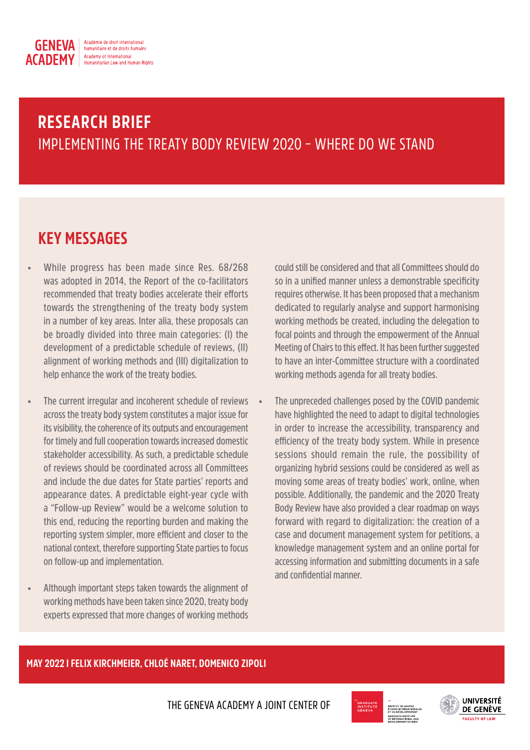GENEVA ACADEMY

Académie de droit international humanitaire et de droits humains
Academy of International Humanitarian Law and Human Rights

# RESEARCH BRIEF

## IMPLEMENTING THE TREATY BODY REVIEW 2020 – WHERE DO WE STAND

## KEY MESSAGES

- While progress has been made since Res. 68/268 was adopted in 2014, the Report of the co-facilitators recommended that treaty bodies accelerate their efforts towards the strengthening of the treaty body system in a number of key areas. Inter alia, these proposals can be broadly divided into three main categories: (I) the development of a predictable schedule of reviews, (II) alignment of working methods and (III) digitalization to help enhance the work of the treaty bodies.
- The current irregular and incoherent schedule of reviews across the treaty body system constitutes a major issue for its visibility, the coherence of its outputs and encouragement for timely and full cooperation towards increased domestic stakeholder accessibility. As such, a predictable schedule of reviews should be coordinated across all Committees and include the due dates for State parties' reports and appearance dates. A predictable eight-year cycle with a "Follow-up Review" would be a welcome solution to this end, reducing the reporting burden and making the reporting system simpler, more efficient and closer to the national context, therefore supporting State parties to focus on follow-up and implementation.
- Although important steps taken towards the alignment of working methods have been taken since 2020, treaty body experts expressed that more changes of working methods could still be considered and that all Committees should do so in a unified manner unless a demonstrable specificity requires otherwise. It has been proposed that a mechanism dedicated to regularly analyse and support harmonising working methods be created, including the delegation to focal points and through the empowerment of the Annual Meeting of Chairs to this effect. It has been further suggested to have an inter-Committee structure with a coordinated working methods agenda for all treaty bodies.
- The unprecedented challenges posed by the COVID pandemic have highlighted the need to adapt to digital technologies in order to increase the accessibility, transparency and efficiency of the treaty body system. While in presence sessions should remain the rule, the possibility of organizing hybrid sessions could be considered as well as moving some areas of treaty bodies' work, online, when possible. Additionally, the pandemic and the 2020 Treaty Body Review have also provided a clear roadmap on ways forward with regard to digitalization: the creation of a case and document management system for petitions, a knowledge management system and an online portal for accessing information and submitting documents in a safe and confidential manner.

**MAY 2022 I FELIX KIRCHMEIER, CHLOÉ NARET, DOMENICO ZIPOLI**

THE GENEVA ACADEMY A JOINT CENTER OF

GRADUATE INSTITUTE GENEVA — INSTITUT DE HAUTES ÉTUDES INTERNATIONALES ET DU DÉVELOPPEMENT / GRADUATE INSTITUTE OF INTERNATIONAL AND DEVELOPMENT STUDIES

UNIVERSITÉ DE GENÈVE — FACULTY OF LAW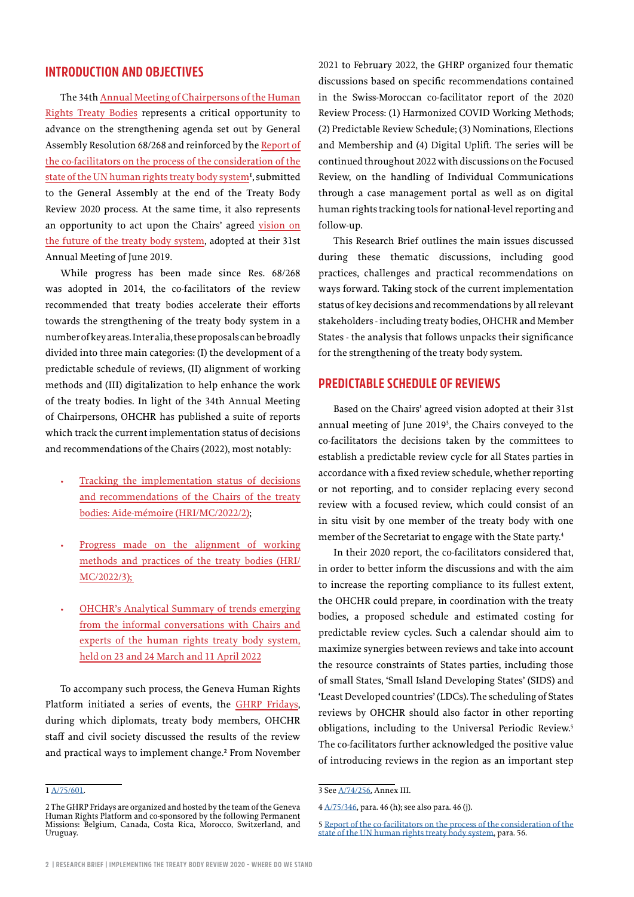## INTRODUCTION AND OBJECTIVES

The 34th Annual Meeting of Chairpersons of the Human Rights Treaty Bodies represents a critical opportunity to advance on the strengthening agenda set out by General Assembly Resolution 68/268 and reinforced by the Report of the co-facilitators on the process of the consideration of the state of the UN human rights treaty body system[1], submitted to the General Assembly at the end of the Treaty Body Review 2020 process. At the same time, it also represents an opportunity to act upon the Chairs' agreed vision on the future of the treaty body system, adopted at their 31st Annual Meeting of June 2019.

While progress has been made since Res. 68/268 was adopted in 2014, the co-facilitators of the review recommended that treaty bodies accelerate their efforts towards the strengthening of the treaty body system in a number of key areas. Inter alia, these proposals can be broadly divided into three main categories: (I) the development of a predictable schedule of reviews, (II) alignment of working methods and (III) digitalization to help enhance the work of the treaty bodies. In light of the 34th Annual Meeting of Chairpersons, OHCHR has published a suite of reports which track the current implementation status of decisions and recommendations of the Chairs (2022), most notably:

- Tracking the implementation status of decisions and recommendations of the Chairs of the treaty bodies: Aide-mémoire (HRI/MC/2022/2);
- Progress made on the alignment of working methods and practices of the treaty bodies (HRI/MC/2022/3);
- OHCHR's Analytical Summary of trends emerging from the informal conversations with Chairs and experts of the human rights treaty body system, held on 23 and 24 March and 11 April 2022

To accompany such process, the Geneva Human Rights Platform initiated a series of events, the GHRP Fridays, during which diplomats, treaty body members, OHCHR staff and civil society discussed the results of the review and practical ways to implement change.[2] From November 2021 to February 2022, the GHRP organized four thematic discussions based on specific recommendations contained in the Swiss-Moroccan co-facilitator report of the 2020 Review Process: (1) Harmonized COVID Working Methods; (2) Predictable Review Schedule; (3) Nominations, Elections and Membership and (4) Digital Uplift. The series will be continued throughout 2022 with discussions on the Focused Review, on the handling of Individual Communications through a case management portal as well as on digital human rights tracking tools for national-level reporting and follow-up.

This Research Brief outlines the main issues discussed during these thematic discussions, including good practices, challenges and practical recommendations on ways forward. Taking stock of the current implementation status of key decisions and recommendations by all relevant stakeholders - including treaty bodies, OHCHR and Member States - the analysis that follows unpacks their significance for the strengthening of the treaty body system.

## PREDICTABLE SCHEDULE OF REVIEWS

Based on the Chairs' agreed vision adopted at their 31st annual meeting of June 2019[3], the Chairs conveyed to the co-facilitators the decisions taken by the committees to establish a predictable review cycle for all States parties in accordance with a fixed review schedule, whether reporting or not reporting, and to consider replacing every second review with a focused review, which could consist of an in situ visit by one member of the treaty body with one member of the Secretariat to engage with the State party.[4]

In their 2020 report, the co-facilitators considered that, in order to better inform the discussions and with the aim to increase the reporting compliance to its fullest extent, the OHCHR could prepare, in coordination with the treaty bodies, a proposed schedule and estimated costing for predictable review cycles. Such a calendar should aim to maximize synergies between reviews and take into account the resource constraints of States parties, including those of small States, 'Small Island Developing States' (SIDS) and 'Least Developed countries' (LDCs). The scheduling of States reviews by OHCHR should also factor in other reporting obligations, including to the Universal Periodic Review.[5] The co-facilitators further acknowledged the positive value of introducing reviews in the region as an important step

---

1 A/75/601.

2 The GHRP Fridays are organized and hosted by the team of the Geneva Human Rights Platform and co-sponsored by the following Permanent Missions: Belgium, Canada, Costa Rica, Morocco, Switzerland, and Uruguay.

3 See A/74/256, Annex III.

4 A/75/346, para. 46 (h); see also para. 46 (j).

5 Report of the co-facilitators on the process of the consideration of the state of the UN human rights treaty body system, para. 56.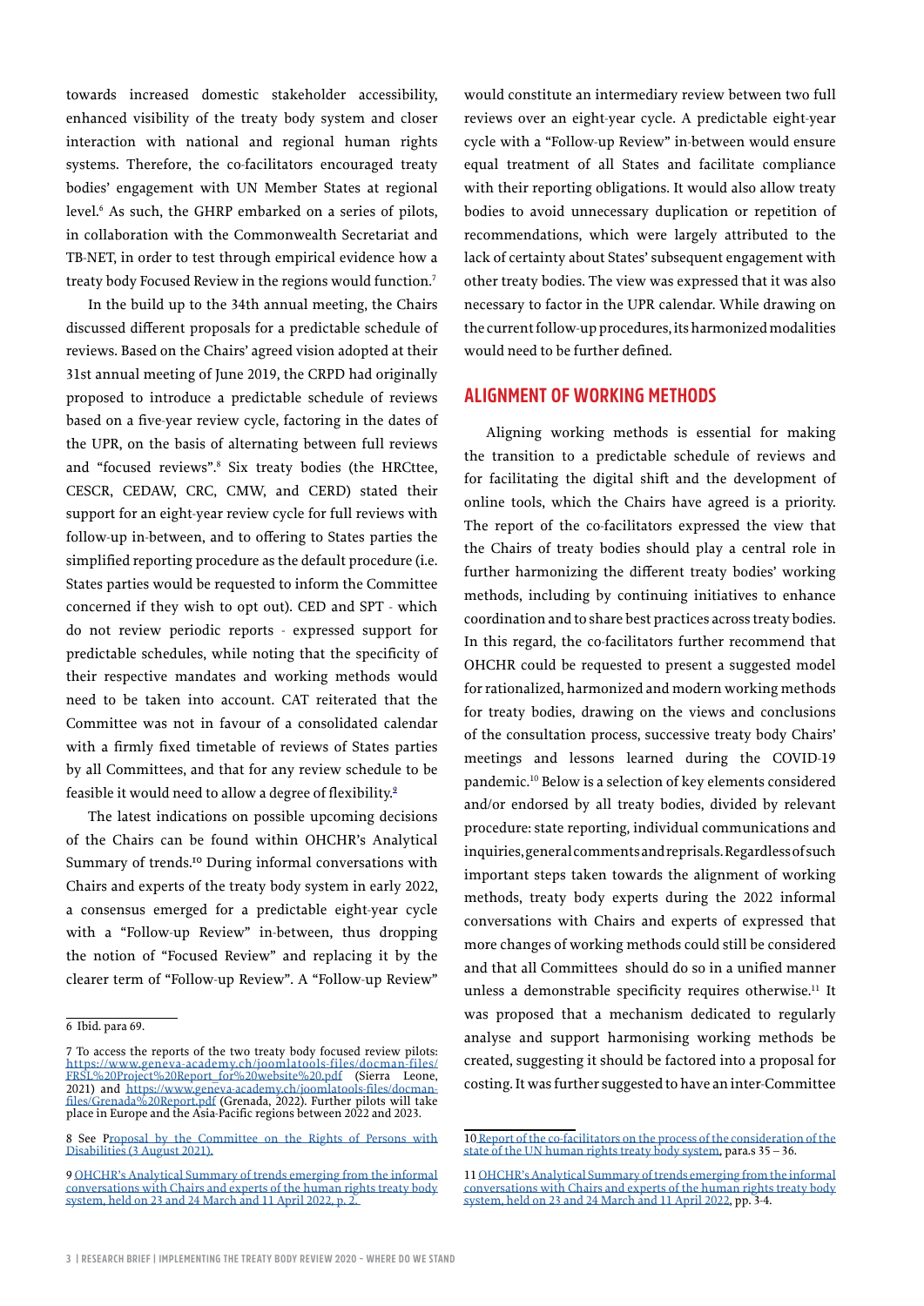towards increased domestic stakeholder accessibility, enhanced visibility of the treaty body system and closer interaction with national and regional human rights systems. Therefore, the co-facilitators encouraged treaty bodies' engagement with UN Member States at regional level.[6] As such, the GHRP embarked on a series of pilots, in collaboration with the Commonwealth Secretariat and TB-NET, in order to test through empirical evidence how a treaty body Focused Review in the regions would function.[7]

In the build up to the 34th annual meeting, the Chairs discussed different proposals for a predictable schedule of reviews. Based on the Chairs' agreed vision adopted at their 31st annual meeting of June 2019, the CRPD had originally proposed to introduce a predictable schedule of reviews based on a five-year review cycle, factoring in the dates of the UPR, on the basis of alternating between full reviews and "focused reviews".[8] Six treaty bodies (the HRCttee, CESCR, CEDAW, CRC, CMW, and CERD) stated their support for an eight-year review cycle for full reviews with follow-up in-between, and to offering to States parties the simplified reporting procedure as the default procedure (i.e. States parties would be requested to inform the Committee concerned if they wish to opt out). CED and SPT - which do not review periodic reports - expressed support for predictable schedules, while noting that the specificity of their respective mandates and working methods would need to be taken into account. CAT reiterated that the Committee was not in favour of a consolidated calendar with a firmly fixed timetable of reviews of States parties by all Committees, and that for any review schedule to be feasible it would need to allow a degree of flexibility.[9]

The latest indications on possible upcoming decisions of the Chairs can be found within OHCHR's Analytical Summary of trends.[10] During informal conversations with Chairs and experts of the treaty body system in early 2022, a consensus emerged for a predictable eight-year cycle with a "Follow-up Review" in-between, thus dropping the notion of "Focused Review" and replacing it by the clearer term of "Follow-up Review". A "Follow-up Review" would constitute an intermediary review between two full reviews over an eight-year cycle. A predictable eight-year cycle with a "Follow-up Review" in-between would ensure equal treatment of all States and facilitate compliance with their reporting obligations. It would also allow treaty bodies to avoid unnecessary duplication or repetition of recommendations, which were largely attributed to the lack of certainty about States' subsequent engagement with other treaty bodies. The view was expressed that it was also necessary to factor in the UPR calendar. While drawing on the current follow-up procedures, its harmonized modalities would need to be further defined.

## ALIGNMENT OF WORKING METHODS

Aligning working methods is essential for making the transition to a predictable schedule of reviews and for facilitating the digital shift and the development of online tools, which the Chairs have agreed is a priority. The report of the co-facilitators expressed the view that the Chairs of treaty bodies should play a central role in further harmonizing the different treaty bodies' working methods, including by continuing initiatives to enhance coordination and to share best practices across treaty bodies. In this regard, the co-facilitators further recommend that OHCHR could be requested to present a suggested model for rationalized, harmonized and modern working methods for treaty bodies, drawing on the views and conclusions of the consultation process, successive treaty body Chairs' meetings and lessons learned during the COVID-19 pandemic.[10] Below is a selection of key elements considered and/or endorsed by all treaty bodies, divided by relevant procedure: state reporting, individual communications and inquiries, general comments and reprisals. Regardless of such important steps taken towards the alignment of working methods, treaty body experts during the 2022 informal conversations with Chairs and experts of expressed that more changes of working methods could still be considered and that all Committees should do so in a unified manner unless a demonstrable specificity requires otherwise.[11] It was proposed that a mechanism dedicated to regularly analyse and support harmonising working methods be created, suggesting it should be factored into a proposal for costing. It was further suggested to have an inter-Committee

---

6 Ibid. para 69.

7 To access the reports of the two treaty body focused review pilots: https://www.geneva-academy.ch/joomlatools-files/docman-files/FRSL%20Project%20Report_for%20website%20.pdf (Sierra Leone, 2021) and https://www.geneva-academy.ch/joomlatools-files/docman-files/Grenada%20Report.pdf (Grenada, 2022). Further pilots will take place in Europe and the Asia-Pacific regions between 2022 and 2023.

8 See Proposal by the Committee on the Rights of Persons with Disabilities (3 August 2021).

9 OHCHR's Analytical Summary of trends emerging from the informal conversations with Chairs and experts of the human rights treaty body system, held on 23 and 24 March and 11 April 2022, p. 2.

10 Report of the co-facilitators on the process of the consideration of the state of the UN human rights treaty body system, para.s 35 – 36.

11 OHCHR's Analytical Summary of trends emerging from the informal conversations with Chairs and experts of the human rights treaty body system, held on 23 and 24 March and 11 April 2022, pp. 3-4.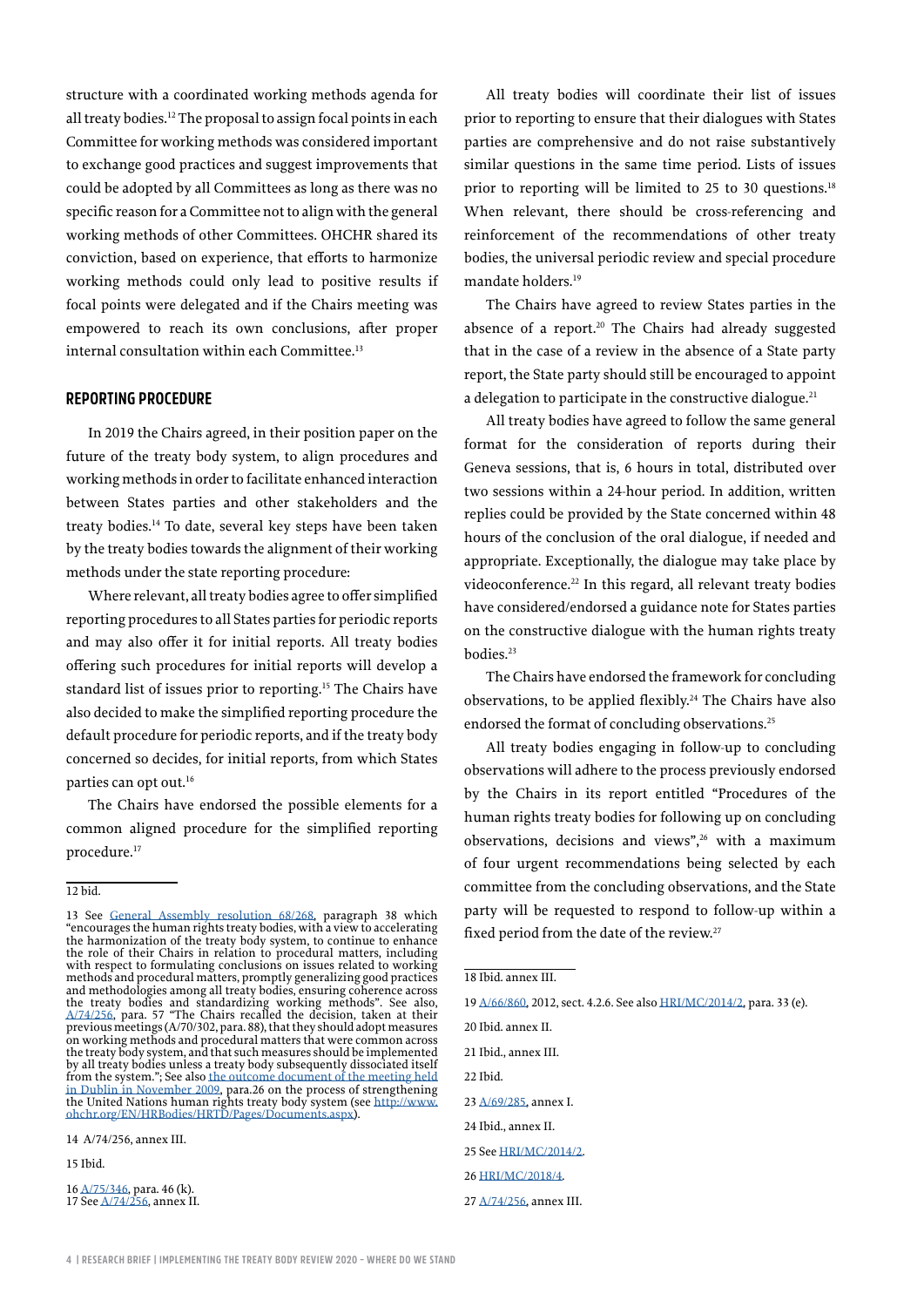structure with a coordinated working methods agenda for all treaty bodies.[12] The proposal to assign focal points in each Committee for working methods was considered important to exchange good practices and suggest improvements that could be adopted by all Committees as long as there was no specific reason for a Committee not to align with the general working methods of other Committees. OHCHR shared its conviction, based on experience, that efforts to harmonize working methods could only lead to positive results if focal points were delegated and if the Chairs meeting was empowered to reach its own conclusions, after proper internal consultation within each Committee.[13]

## REPORTING PROCEDURE

In 2019 the Chairs agreed, in their position paper on the future of the treaty body system, to align procedures and working methods in order to facilitate enhanced interaction between States parties and other stakeholders and the treaty bodies.[14] To date, several key steps have been taken by the treaty bodies towards the alignment of their working methods under the state reporting procedure:

Where relevant, all treaty bodies agree to offer simplified reporting procedures to all States parties for periodic reports and may also offer it for initial reports. All treaty bodies offering such procedures for initial reports will develop a standard list of issues prior to reporting.[15] The Chairs have also decided to make the simplified reporting procedure the default procedure for periodic reports, and if the treaty body concerned so decides, for initial reports, from which States parties can opt out.[16]

The Chairs have endorsed the possible elements for a common aligned procedure for the simplified reporting procedure.[17]

All treaty bodies will coordinate their list of issues prior to reporting to ensure that their dialogues with States parties are comprehensive and do not raise substantively similar questions in the same time period. Lists of issues prior to reporting will be limited to 25 to 30 questions.[18] When relevant, there should be cross-referencing and reinforcement of the recommendations of other treaty bodies, the universal periodic review and special procedure mandate holders.[19]

The Chairs have agreed to review States parties in the absence of a report.[20] The Chairs had already suggested that in the case of a review in the absence of a State party report, the State party should still be encouraged to appoint a delegation to participate in the constructive dialogue.[21]

All treaty bodies have agreed to follow the same general format for the consideration of reports during their Geneva sessions, that is, 6 hours in total, distributed over two sessions within a 24-hour period. In addition, written replies could be provided by the State concerned within 48 hours of the conclusion of the oral dialogue, if needed and appropriate. Exceptionally, the dialogue may take place by videoconference.[22] In this regard, all relevant treaty bodies have considered/endorsed a guidance note for States parties on the constructive dialogue with the human rights treaty bodies.[23]

The Chairs have endorsed the framework for concluding observations, to be applied flexibly.[24] The Chairs have also endorsed the format of concluding observations.[25]

All treaty bodies engaging in follow-up to concluding observations will adhere to the process previously endorsed by the Chairs in its report entitled "Procedures of the human rights treaty bodies for following up on concluding observations, decisions and views",[26] with a maximum of four urgent recommendations being selected by each committee from the concluding observations, and the State party will be requested to respond to follow-up within a fixed period from the date of the review.[27]

---

12 bid.

13 See General Assembly resolution 68/268, paragraph 38 which "encourages the human rights treaty bodies, with a view to accelerating the harmonization of the treaty body system, to continue to enhance the role of their Chairs in relation to procedural matters, including with respect to formulating conclusions on issues related to working methods and procedural matters, promptly generalizing good practices and methodologies among all treaty bodies, ensuring coherence across the treaty bodies and standardizing working methods". See also, A/74/256, para. 57 "The Chairs recalled the decision, taken at their previous meetings (A/70/302, para. 88), that they should adopt measures on working methods and procedural matters that were common across the treaty body system, and that such measures should be implemented by all treaty bodies unless a treaty body subsequently dissociated itself from the system."; See also the outcome document of the meeting held in Dublin in November 2009, para.26 on the process of strengthening the United Nations human rights treaty body system (see http://www.ohchr.org/EN/HRBodies/HRTD/Pages/Documents.aspx).

14 A/74/256, annex III.

15 Ibid.

16 A/75/346, para. 46 (k).

17 See A/74/256, annex II.

18 Ibid. annex III.

19 A/66/860, 2012, sect. 4.2.6. See also HRI/MC/2014/2, para. 33 (e).

20 Ibid. annex II.

21 Ibid., annex III.

22 Ibid.

23 A/69/285, annex I.

24 Ibid., annex II.

25 See HRI/MC/2014/2.

26 HRI/MC/2018/4.

27 A/74/256, annex III.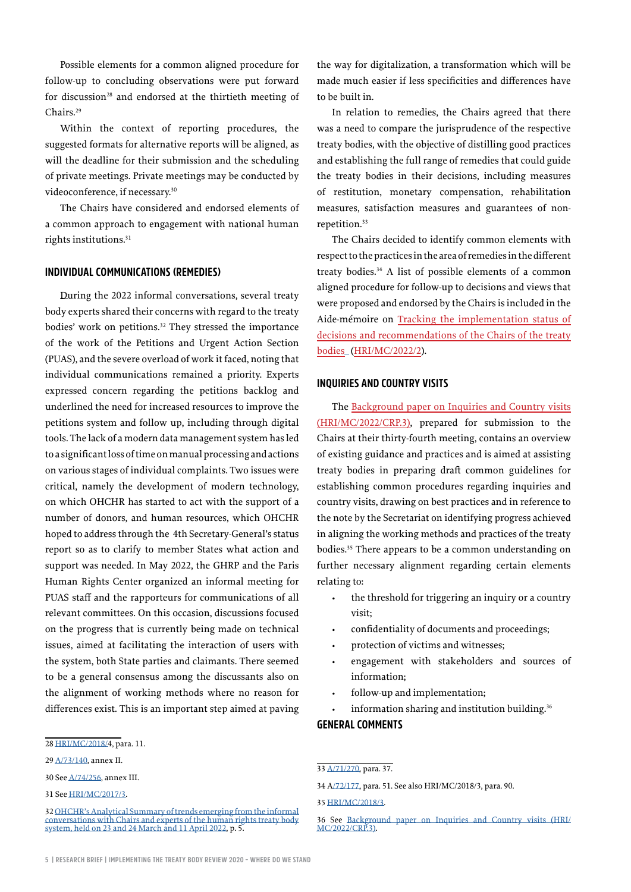Possible elements for a common aligned procedure for follow-up to concluding observations were put forward for discussion[28] and endorsed at the thirtieth meeting of Chairs.[29]

Within the context of reporting procedures, the suggested formats for alternative reports will be aligned, as will the deadline for their submission and the scheduling of private meetings. Private meetings may be conducted by videoconference, if necessary.[30]

The Chairs have considered and endorsed elements of a common approach to engagement with national human rights institutions.[31]

## INDIVIDUAL COMMUNICATIONS (REMEDIES)

During the 2022 informal conversations, several treaty body experts shared their concerns with regard to the treaty bodies' work on petitions.[32] They stressed the importance of the work of the Petitions and Urgent Action Section (PUAS), and the severe overload of work it faced, noting that individual communications remained a priority. Experts expressed concern regarding the petitions backlog and underlined the need for increased resources to improve the petitions system and follow up, including through digital tools. The lack of a modern data management system has led to a significant loss of time on manual processing and actions on various stages of individual complaints. Two issues were critical, namely the development of modern technology, on which OHCHR has started to act with the support of a number of donors, and human resources, which OHCHR hoped to address through the 4th Secretary-General's status report so as to clarify to member States what action and support was needed. In May 2022, the GHRP and the Paris Human Rights Center organized an informal meeting for PUAS staff and the rapporteurs for communications of all relevant committees. On this occasion, discussions focused on the progress that is currently being made on technical issues, aimed at facilitating the interaction of users with the system, both State parties and claimants. There seemed to be a general consensus among the discussants also on the alignment of working methods where no reason for differences exist. This is an important step aimed at paving the way for digitalization, a transformation which will be made much easier if less specificities and differences have to be built in.

In relation to remedies, the Chairs agreed that there was a need to compare the jurisprudence of the respective treaty bodies, with the objective of distilling good practices and establishing the full range of remedies that could guide the treaty bodies in their decisions, including measures of restitution, monetary compensation, rehabilitation measures, satisfaction measures and guarantees of non-repetition.[33]

The Chairs decided to identify common elements with respect to the practices in the area of remedies in the different treaty bodies.[34] A list of possible elements of a common aligned procedure for follow-up to decisions and views that were proposed and endorsed by the Chairs is included in the Aide-mémoire on Tracking the implementation status of decisions and recommendations of the Chairs of the treaty bodies (HRI/MC/2022/2).

## INQUIRIES AND COUNTRY VISITS

The Background paper on Inquiries and Country visits (HRI/MC/2022/CRP.3), prepared for submission to the Chairs at their thirty-fourth meeting, contains an overview of existing guidance and practices and is aimed at assisting treaty bodies in preparing draft common guidelines for establishing common procedures regarding inquiries and country visits, drawing on best practices and in reference to the note by the Secretariat on identifying progress achieved in aligning the working methods and practices of the treaty bodies.[35] There appears to be a common understanding on further necessary alignment regarding certain elements relating to:

- the threshold for triggering an inquiry or a country visit;
- confidentiality of documents and proceedings;
- protection of victims and witnesses;
- engagement with stakeholders and sources of information;
- follow-up and implementation;
- information sharing and institution building.[36]

## GENERAL COMMENTS

28 HRI/MC/2018/4, para. 11.

29 A/73/140, annex II.

30 See A/74/256, annex III.

31 See HRI/MC/2017/3.

32 OHCHR's Analytical Summary of trends emerging from the informal conversations with Chairs and experts of the human rights treaty body system, held on 23 and 24 March and 11 April 2022, p. 5.

33 A/71/270, para. 37.

34 A/72/177, para. 51. See also HRI/MC/2018/3, para. 90.

35 HRI/MC/2018/3.

36 See Background paper on Inquiries and Country visits (HRI/MC/2022/CRP.3).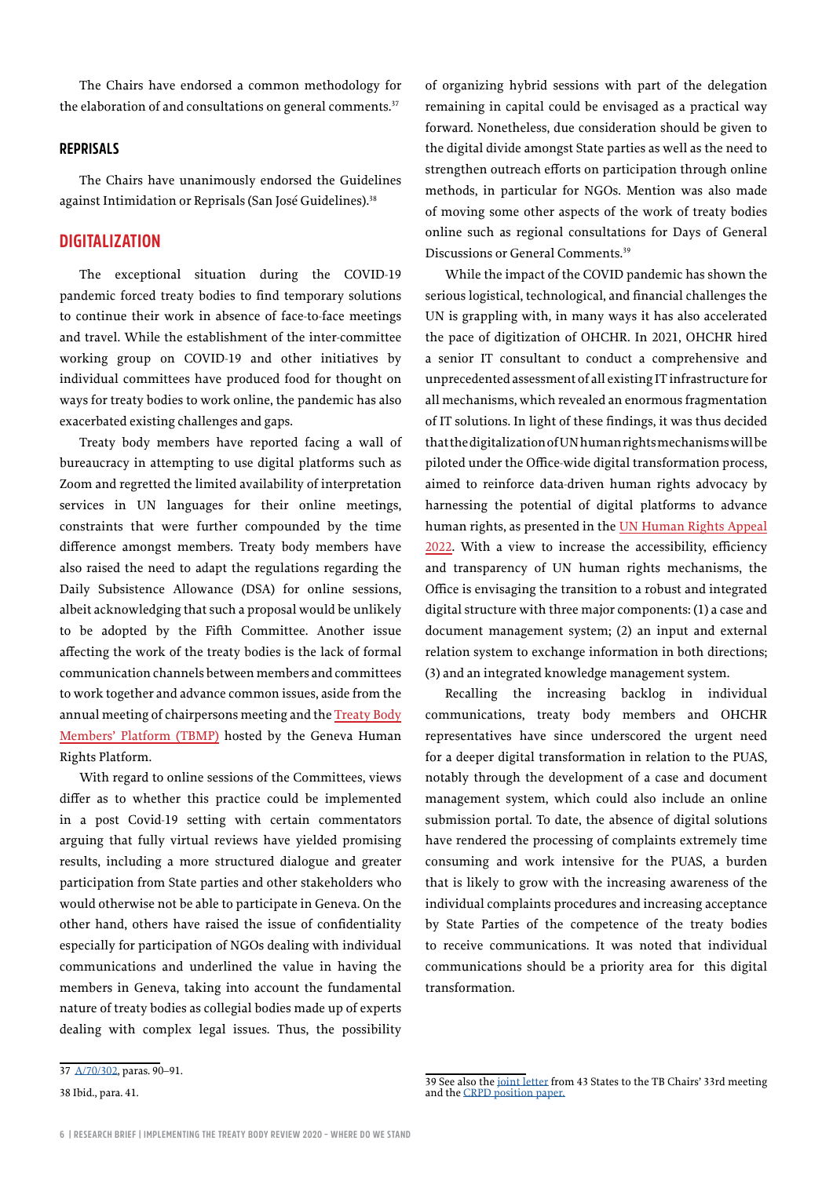The Chairs have endorsed a common methodology for the elaboration of and consultations on general comments.[37]

### REPRISALS

The Chairs have unanimously endorsed the Guidelines against Intimidation or Reprisals (San José Guidelines).[38]

## DIGITALIZATION

The exceptional situation during the COVID-19 pandemic forced treaty bodies to find temporary solutions to continue their work in absence of face-to-face meetings and travel. While the establishment of the inter-committee working group on COVID-19 and other initiatives by individual committees have produced food for thought on ways for treaty bodies to work online, the pandemic has also exacerbated existing challenges and gaps.

Treaty body members have reported facing a wall of bureaucracy in attempting to use digital platforms such as Zoom and regretted the limited availability of interpretation services in UN languages for their online meetings, constraints that were further compounded by the time difference amongst members. Treaty body members have also raised the need to adapt the regulations regarding the Daily Subsistence Allowance (DSA) for online sessions, albeit acknowledging that such a proposal would be unlikely to be adopted by the Fifth Committee. Another issue affecting the work of the treaty bodies is the lack of formal communication channels between members and committees to work together and advance common issues, aside from the annual meeting of chairpersons meeting and the Treaty Body Members' Platform (TBMP) hosted by the Geneva Human Rights Platform.

With regard to online sessions of the Committees, views differ as to whether this practice could be implemented in a post Covid-19 setting with certain commentators arguing that fully virtual reviews have yielded promising results, including a more structured dialogue and greater participation from State parties and other stakeholders who would otherwise not be able to participate in Geneva. On the other hand, others have raised the issue of confidentiality especially for participation of NGOs dealing with individual communications and underlined the value in having the members in Geneva, taking into account the fundamental nature of treaty bodies as collegial bodies made up of experts dealing with complex legal issues. Thus, the possibility of organizing hybrid sessions with part of the delegation remaining in capital could be envisaged as a practical way forward. Nonetheless, due consideration should be given to the digital divide amongst State parties as well as the need to strengthen outreach efforts on participation through online methods, in particular for NGOs. Mention was also made of moving some other aspects of the work of treaty bodies online such as regional consultations for Days of General Discussions or General Comments.[39]

While the impact of the COVID pandemic has shown the serious logistical, technological, and financial challenges the UN is grappling with, in many ways it has also accelerated the pace of digitization of OHCHR. In 2021, OHCHR hired a senior IT consultant to conduct a comprehensive and unprecedented assessment of all existing IT infrastructure for all mechanisms, which revealed an enormous fragmentation of IT solutions. In light of these findings, it was thus decided that the digitalization of UN human rights mechanisms will be piloted under the Office-wide digital transformation process, aimed to reinforce data-driven human rights advocacy by harnessing the potential of digital platforms to advance human rights, as presented in the UN Human Rights Appeal 2022. With a view to increase the accessibility, efficiency and transparency of UN human rights mechanisms, the Office is envisaging the transition to a robust and integrated digital structure with three major components: (1) a case and document management system; (2) an input and external relation system to exchange information in both directions; (3) and an integrated knowledge management system.

Recalling the increasing backlog in individual communications, treaty body members and OHCHR representatives have since underscored the urgent need for a deeper digital transformation in relation to the PUAS, notably through the development of a case and document management system, which could also include an online submission portal. To date, the absence of digital solutions have rendered the processing of complaints extremely time consuming and work intensive for the PUAS, a burden that is likely to grow with the increasing awareness of the individual complaints procedures and increasing acceptance by State Parties of the competence of the treaty bodies to receive communications. It was noted that individual communications should be a priority area for this digital transformation.

---

37 A/70/302, paras. 90–91.

38 Ibid., para. 41.

39 See also the joint letter from 43 States to the TB Chairs' 33rd meeting and the CRPD position paper.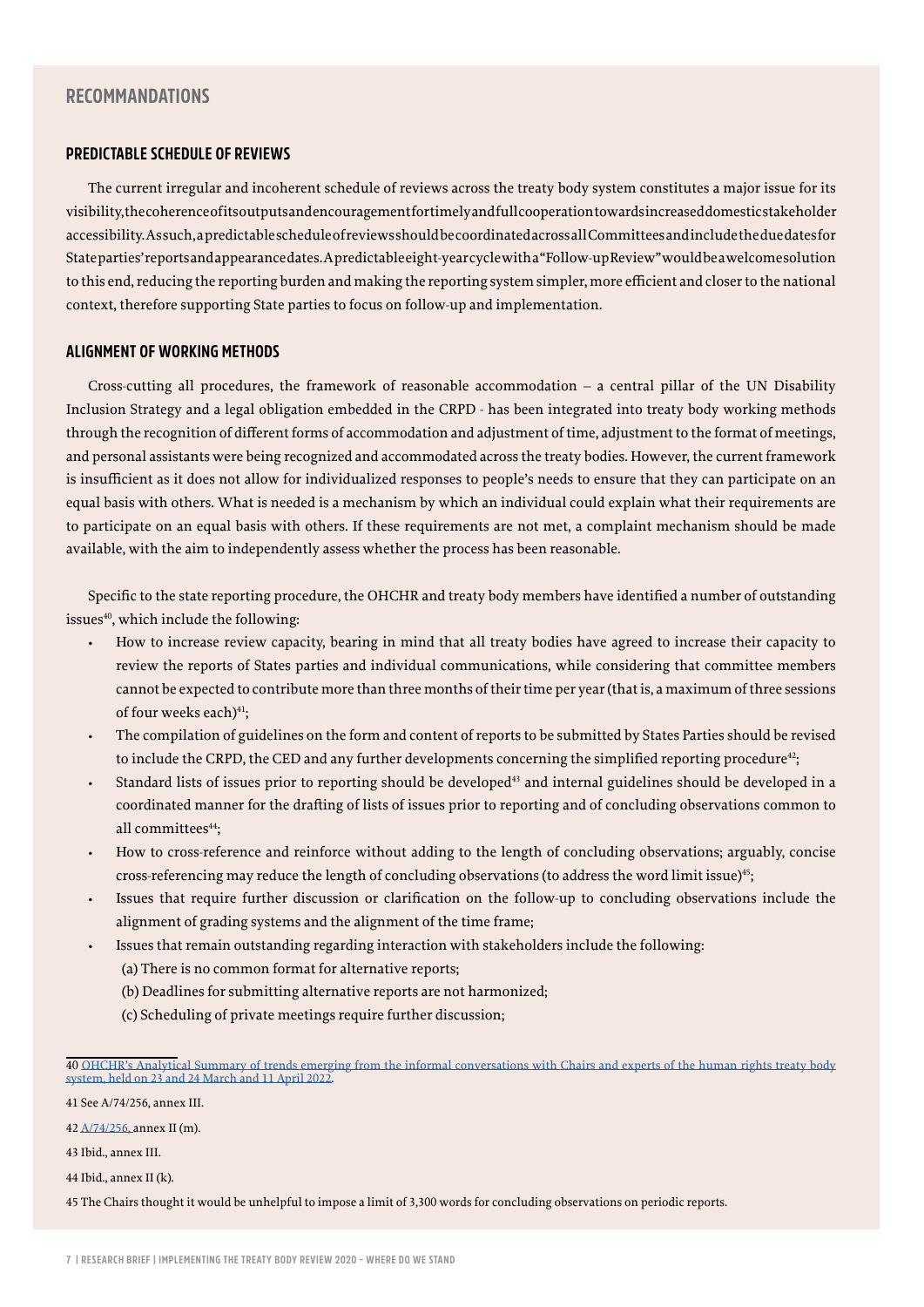## RECOMMANDATIONS

### PREDICTABLE SCHEDULE OF REVIEWS

The current irregular and incoherent schedule of reviews across the treaty body system constitutes a major issue for its visibility, the coherence of its outputs and encouragement for timely and full cooperation towards increased domestic stakeholder accessibility. As such, a predictable schedule of reviews should be coordinated across all Committees and include the due dates for State parties' reports and appearance dates. A predictable eight-year cycle with a "Follow-up Review" would be a welcome solution to this end, reducing the reporting burden and making the reporting system simpler, more efficient and closer to the national context, therefore supporting State parties to focus on follow-up and implementation.

### ALIGNMENT OF WORKING METHODS

Cross-cutting all procedures, the framework of reasonable accommodation – a central pillar of the UN Disability Inclusion Strategy and a legal obligation embedded in the CRPD - has been integrated into treaty body working methods through the recognition of different forms of accommodation and adjustment of time, adjustment to the format of meetings, and personal assistants were being recognized and accommodated across the treaty bodies. However, the current framework is insufficient as it does not allow for individualized responses to people's needs to ensure that they can participate on an equal basis with others. What is needed is a mechanism by which an individual could explain what their requirements are to participate on an equal basis with others. If these requirements are not met, a complaint mechanism should be made available, with the aim to independently assess whether the process has been reasonable.

Specific to the state reporting procedure, the OHCHR and treaty body members have identified a number of outstanding issues[40], which include the following:

- How to increase review capacity, bearing in mind that all treaty bodies have agreed to increase their capacity to review the reports of States parties and individual communications, while considering that committee members cannot be expected to contribute more than three months of their time per year (that is, a maximum of three sessions of four weeks each)[41];
- The compilation of guidelines on the form and content of reports to be submitted by States Parties should be revised to include the CRPD, the CED and any further developments concerning the simplified reporting procedure[42];
- Standard lists of issues prior to reporting should be developed[43] and internal guidelines should be developed in a coordinated manner for the drafting of lists of issues prior to reporting and of concluding observations common to all committees[44];
- How to cross-reference and reinforce without adding to the length of concluding observations; arguably, concise cross-referencing may reduce the length of concluding observations (to address the word limit issue)[45];
- Issues that require further discussion or clarification on the follow-up to concluding observations include the alignment of grading systems and the alignment of the time frame;
- Issues that remain outstanding regarding interaction with stakeholders include the following:
  (a) There is no common format for alternative reports;
  (b) Deadlines for submitting alternative reports are not harmonized;
  (c) Scheduling of private meetings require further discussion;

---

40 OHCHR's Analytical Summary of trends emerging from the informal conversations with Chairs and experts of the human rights treaty body system, held on 23 and 24 March and 11 April 2022.

41 See A/74/256, annex III.

42 A/74/256, annex II (m).

43 Ibid., annex III.

44 Ibid., annex II (k).

45 The Chairs thought it would be unhelpful to impose a limit of 3,300 words for concluding observations on periodic reports.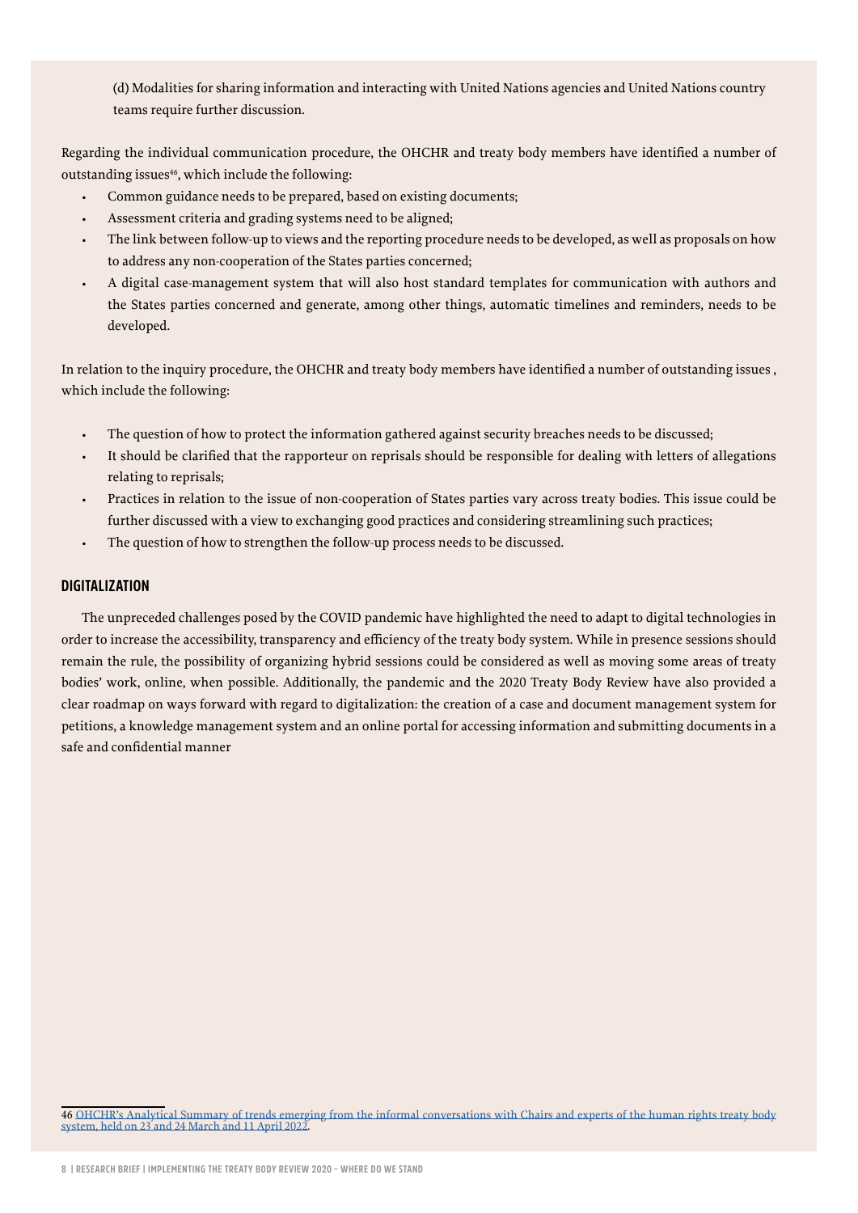(d) Modalities for sharing information and interacting with United Nations agencies and United Nations country teams require further discussion.

Regarding the individual communication procedure, the OHCHR and treaty body members have identified a number of outstanding issues[46], which include the following:

- Common guidance needs to be prepared, based on existing documents;
- Assessment criteria and grading systems need to be aligned;
- The link between follow-up to views and the reporting procedure needs to be developed, as well as proposals on how to address any non-cooperation of the States parties concerned;
- A digital case-management system that will also host standard templates for communication with authors and the States parties concerned and generate, among other things, automatic timelines and reminders, needs to be developed.

In relation to the inquiry procedure, the OHCHR and treaty body members have identified a number of outstanding issues , which include the following:

- The question of how to protect the information gathered against security breaches needs to be discussed;
- It should be clarified that the rapporteur on reprisals should be responsible for dealing with letters of allegations relating to reprisals;
- Practices in relation to the issue of non-cooperation of States parties vary across treaty bodies. This issue could be further discussed with a view to exchanging good practices and considering streamlining such practices;
- The question of how to strengthen the follow-up process needs to be discussed.

## DIGITALIZATION

The unpreceded challenges posed by the COVID pandemic have highlighted the need to adapt to digital technologies in order to increase the accessibility, transparency and efficiency of the treaty body system. While in presence sessions should remain the rule, the possibility of organizing hybrid sessions could be considered as well as moving some areas of treaty bodies' work, online, when possible. Additionally, the pandemic and the 2020 Treaty Body Review have also provided a clear roadmap on ways forward with regard to digitalization: the creation of a case and document management system for petitions, a knowledge management system and an online portal for accessing information and submitting documents in a safe and confidential manner

46 OHCHR's Analytical Summary of trends emerging from the informal conversations with Chairs and experts of the human rights treaty body system, held on 23 and 24 March and 11 April 2022.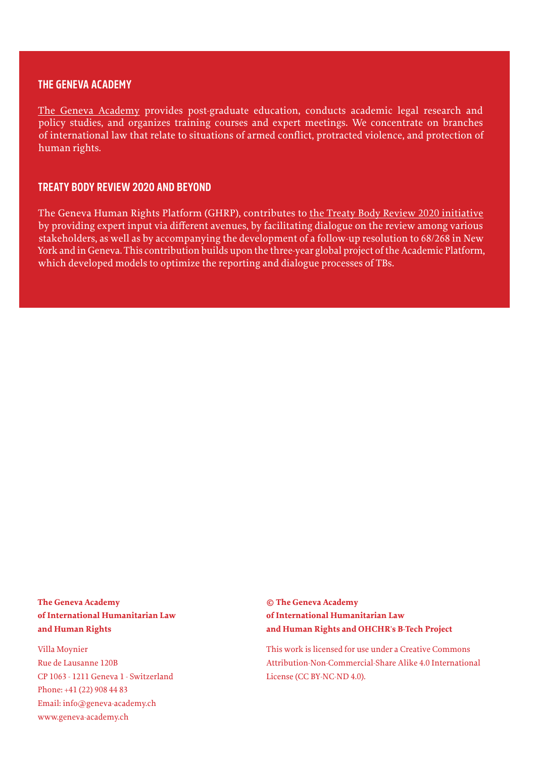## THE GENEVA ACADEMY

The Geneva Academy provides post-graduate education, conducts academic legal research and policy studies, and organizes training courses and expert meetings. We concentrate on branches of international law that relate to situations of armed conflict, protracted violence, and protection of human rights.

## TREATY BODY REVIEW 2020 AND BEYOND

The Geneva Human Rights Platform (GHRP), contributes to the Treaty Body Review 2020 initiative by providing expert input via different avenues, by facilitating dialogue on the review among various stakeholders, as well as by accompanying the development of a follow-up resolution to 68/268 in New York and in Geneva. This contribution builds upon the three-year global project of the Academic Platform, which developed models to optimize the reporting and dialogue processes of TBs.

**The Geneva Academy**
**of International Humanitarian Law**
**and Human Rights**

Villa Moynier
Rue de Lausanne 120B
CP 1063 - 1211 Geneva 1 - Switzerland
Phone: +41 (22) 908 44 83
Email: info@geneva-academy.ch
www.geneva-academy.ch

**© The Geneva Academy**
**of International Humanitarian Law**
**and Human Rights and OHCHR's B-Tech Project**

This work is licensed for use under a Creative Commons Attribution-Non-Commercial-Share Alike 4.0 International License (CC BY-NC-ND 4.0).